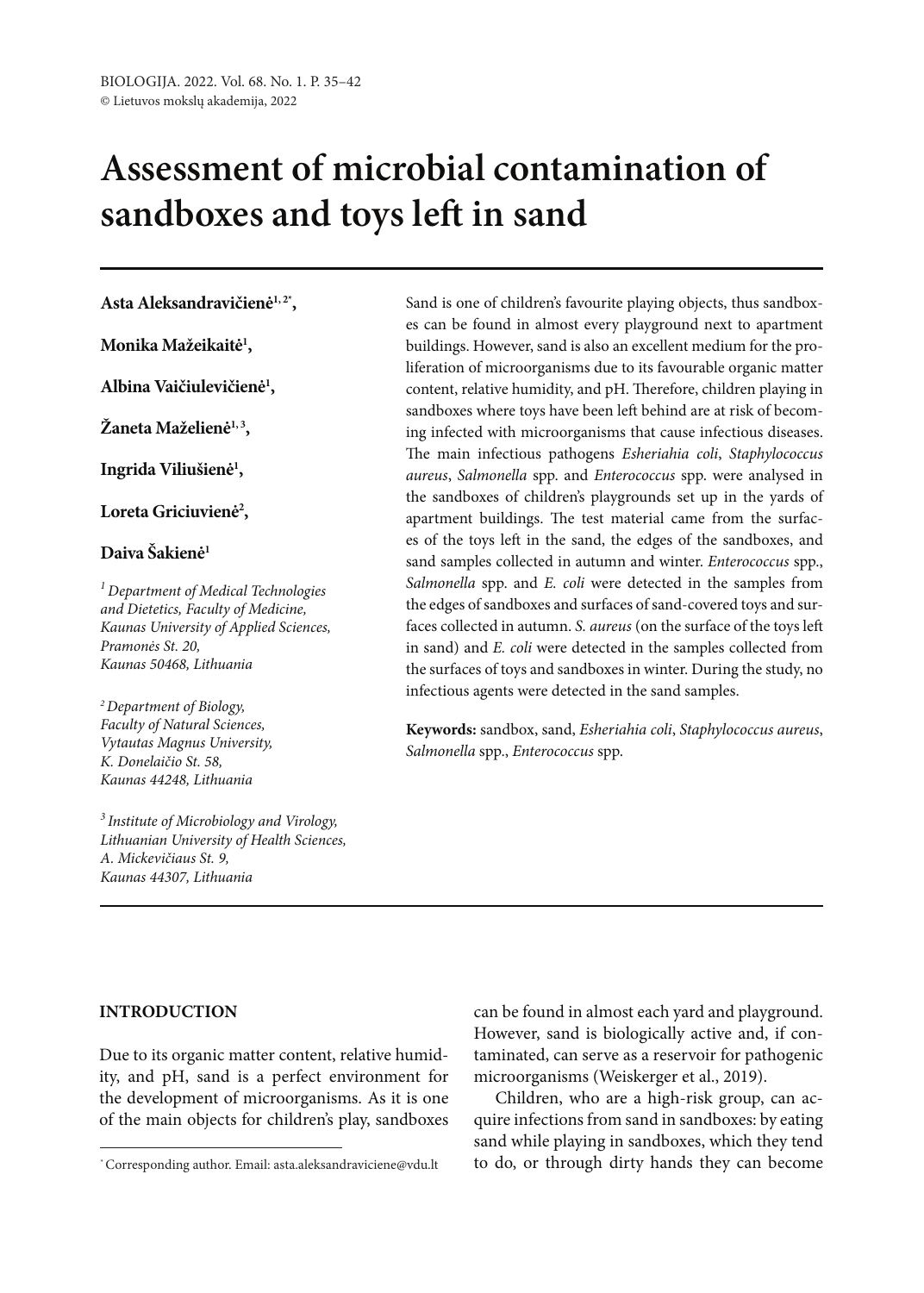# Assessment of microbial contamination of sandboxes and toys left in sand

**Asta Aleksandravičienė[1, 2*],**

**Monika Mažeikaitė[1],**

**Albina Vaičiulevičienė[1],**

**Žaneta Maželienė[1, 3],**

**Ingrida Viliušienė[1],**

**Loreta Griciuvienė[2],**

**Daiva Šakienė[1]**

*[1] Department of Medical Technologies and Dietetics, Faculty of Medicine, Kaunas University of Applied Sciences, Pramonės St. 20, Kaunas 50468, Lithuania*

*[2] Department of Biology, Faculty of Natural Sciences, Vytautas Magnus University, K. Donelaičio St. 58, Kaunas 44248, Lithuania*

*[3] Institute of Microbiology and Virology, Lithuanian University of Health Sciences, A. Mickevičiaus St. 9, Kaunas 44307, Lithuania*

Sand is one of children's favourite playing objects, thus sandboxes can be found in almost every playground next to apartment buildings. However, sand is also an excellent medium for the proliferation of microorganisms due to its favourable organic matter content, relative humidity, and pH. Therefore, children playing in sandboxes where toys have been left behind are at risk of becoming infected with microorganisms that cause infectious diseases. The main infectious pathogens *Esheriahia coli*, *Staphylococcus aureus*, *Salmonella* spp. and *Enterococcus* spp. were analysed in the sandboxes of children's playgrounds set up in the yards of apartment buildings. The test material came from the surfaces of the toys left in the sand, the edges of the sandboxes, and sand samples collected in autumn and winter. *Enterococcus* spp., *Salmonella* spp. and *E. coli* were detected in the samples from the edges of sandboxes and surfaces of sand-covered toys and surfaces collected in autumn. *S. aureus* (on the surface of the toys left in sand) and *E. coli* were detected in the samples collected from the surfaces of toys and sandboxes in winter. During the study, no infectious agents were detected in the sand samples.

**Keywords:** sandbox, sand, *Esheriahia coli*, *Staphylococcus aureus*, *Salmonella* spp., *Enterococcus* spp.

## INTRODUCTION

Due to its organic matter content, relative humidity, and pH, sand is a perfect environment for the development of microorganisms. As it is one of the main objects for children's play, sandboxes can be found in almost each yard and playground. However, sand is biologically active and, if contaminated, can serve as a reservoir for pathogenic microorganisms (Weiskerger et al., 2019).

Children, who are a high-risk group, can acquire infections from sand in sandboxes: by eating sand while playing in sandboxes, which they tend to do, or through dirty hands they can become

[*] Corresponding author. Email: asta.aleksandraviciene@vdu.lt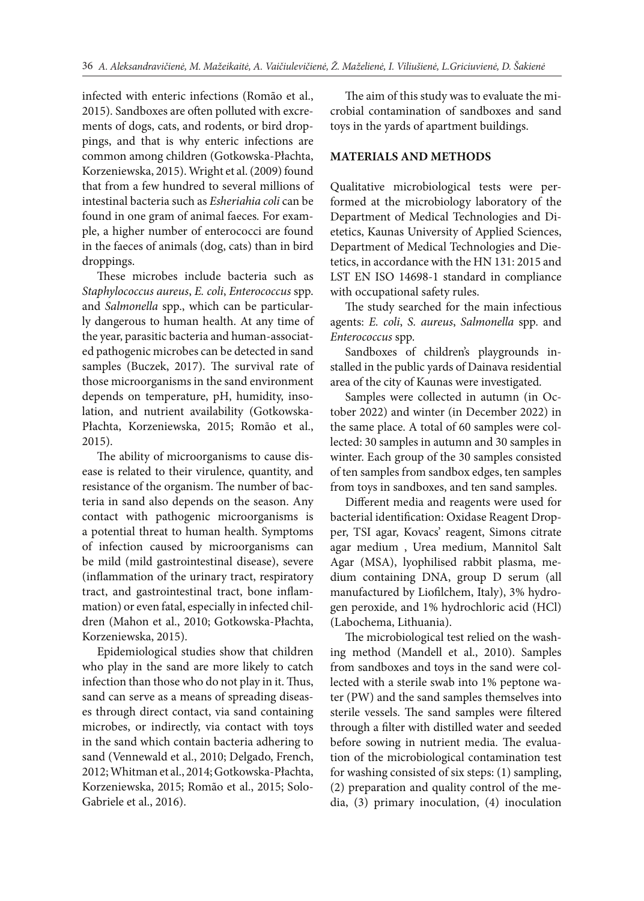infected with enteric infections (Romão et al., 2015). Sandboxes are often polluted with excrements of dogs, cats, and rodents, or bird droppings, and that is why enteric infections are common among children (Gotkowska-Płachta, Korzeniewska, 2015). Wright et al. (2009) found that from a few hundred to several millions of intestinal bacteria such as *Esheriahia coli* can be found in one gram of animal faeces. For example, a higher number of enterococci are found in the faeces of animals (dog, cats) than in bird droppings.

These microbes include bacteria such as *Staphylococcus aureus*, *E. coli*, *Enterococcus* spp. and *Salmonella* spp., which can be particularly dangerous to human health. At any time of the year, parasitic bacteria and human-associated pathogenic microbes can be detected in sand samples (Buczek, 2017). The survival rate of those microorganisms in the sand environment depends on temperature, pH, humidity, insolation, and nutrient availability (Gotkowska-Płachta, Korzeniewska, 2015; Romão et al., 2015).

The ability of microorganisms to cause disease is related to their virulence, quantity, and resistance of the organism. The number of bacteria in sand also depends on the season. Any contact with pathogenic microorganisms is a potential threat to human health. Symptoms of infection caused by microorganisms can be mild (mild gastrointestinal disease), severe (inflammation of the urinary tract, respiratory tract, and gastrointestinal tract, bone inflammation) or even fatal, especially in infected children (Mahon et al., 2010; Gotkowska-Płachta, Korzeniewska, 2015).

Epidemiological studies show that children who play in the sand are more likely to catch infection than those who do not play in it. Thus, sand can serve as a means of spreading diseases through direct contact, via sand containing microbes, or indirectly, via contact with toys in the sand which contain bacteria adhering to sand (Vennewald et al., 2010; Delgado, French, 2012; Whitman et al., 2014; Gotkowska-Płachta, Korzeniewska, 2015; Romão et al., 2015; Solo-Gabriele et al., 2016).

The aim of this study was to evaluate the microbial contamination of sandboxes and sand toys in the yards of apartment buildings.

## MATERIALS AND METHODS

Qualitative microbiological tests were performed at the microbiology laboratory of the Department of Medical Technologies and Dietetics, Kaunas University of Applied Sciences, Department of Medical Technologies and Dietetics, in accordance with the HN 131: 2015 and LST EN ISO 14698-1 standard in compliance with occupational safety rules.

The study searched for the main infectious agents: *E. coli*, *S. aureus*, *Salmonella* spp. and *Enterococcus* spp.

Sandboxes of children's playgrounds installed in the public yards of Dainava residential area of the city of Kaunas were investigated.

Samples were collected in autumn (in October 2022) and winter (in December 2022) in the same place. A total of 60 samples were collected: 30 samples in autumn and 30 samples in winter. Each group of the 30 samples consisted of ten samples from sandbox edges, ten samples from toys in sandboxes, and ten sand samples.

Different media and reagents were used for bacterial identification: Oxidase Reagent Dropper, TSI agar, Kovacs' reagent, Simons citrate agar medium , Urea medium, Mannitol Salt Agar (MSA), lyophilised rabbit plasma, medium containing DNA, group D serum (all manufactured by Liofilchem, Italy), 3% hydrogen peroxide, and 1% hydrochloric acid (HCl) (Labochema, Lithuania).

The microbiological test relied on the washing method (Mandell et al., 2010). Samples from sandboxes and toys in the sand were collected with a sterile swab into 1% peptone water (PW) and the sand samples themselves into sterile vessels. The sand samples were filtered through a filter with distilled water and seeded before sowing in nutrient media. The evaluation of the microbiological contamination test for washing consisted of six steps: (1) sampling, (2) preparation and quality control of the media, (3) primary inoculation, (4) inoculation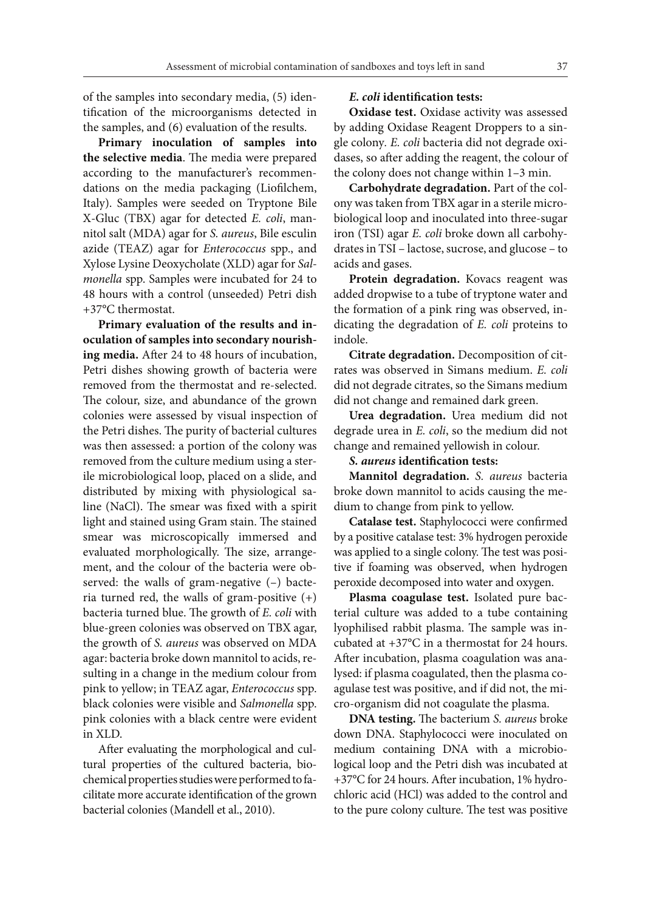of the samples into secondary media, (5) identification of the microorganisms detected in the samples, and (6) evaluation of the results.

**Primary inoculation of samples into the selective media**. The media were prepared according to the manufacturer's recommendations on the media packaging (Liofilchem, Italy). Samples were seeded on Tryptone Bile X-Gluc (TBX) agar for detected *E. coli*, mannitol salt (MDA) agar for *S. aureus*, Bile esculin azide (TEAZ) agar for *Enterococcus* spp., and Xylose Lysine Deoxycholate (XLD) agar for *Salmonella* spp. Samples were incubated for 24 to 48 hours with a control (unseeded) Petri dish +37°C thermostat.

**Primary evaluation of the results and inoculation of samples into secondary nourishing media.** After 24 to 48 hours of incubation, Petri dishes showing growth of bacteria were removed from the thermostat and re-selected. The colour, size, and abundance of the grown colonies were assessed by visual inspection of the Petri dishes. The purity of bacterial cultures was then assessed: a portion of the colony was removed from the culture medium using a sterile microbiological loop, placed on a slide, and distributed by mixing with physiological saline (NaCl). The smear was fixed with a spirit light and stained using Gram stain. The stained smear was microscopically immersed and evaluated morphologically. The size, arrangement, and the colour of the bacteria were observed: the walls of gram-negative (–) bacteria turned red, the walls of gram-positive (+) bacteria turned blue. The growth of *E. coli* with blue-green colonies was observed on TBX agar, the growth of *S. aureus* was observed on MDA agar: bacteria broke down mannitol to acids, resulting in a change in the medium colour from pink to yellow; in TEAZ agar, *Enterococcus* spp. black colonies were visible and *Salmonella* spp. pink colonies with a black centre were evident in XLD.

After evaluating the morphological and cultural properties of the cultured bacteria, biochemical properties studies were performed to facilitate more accurate identification of the grown bacterial colonies (Mandell et al., 2010).

***E. coli* identification tests:**

**Oxidase test.** Oxidase activity was assessed by adding Oxidase Reagent Droppers to a single colony. *E. coli* bacteria did not degrade oxidases, so after adding the reagent, the colour of the colony does not change within 1–3 min.

**Carbohydrate degradation.** Part of the colony was taken from TBX agar in a sterile microbiological loop and inoculated into three-sugar iron (TSI) agar *E. coli* broke down all carbohydrates in TSI – lactose, sucrose, and glucose – to acids and gases.

**Protein degradation.** Kovacs reagent was added dropwise to a tube of tryptone water and the formation of a pink ring was observed, indicating the degradation of *E. coli* proteins to indole.

**Citrate degradation.** Decomposition of citrates was observed in Simans medium. *E. coli* did not degrade citrates, so the Simans medium did not change and remained dark green.

**Urea degradation.** Urea medium did not degrade urea in *E. coli*, so the medium did not change and remained yellowish in colour.

***S. aureus* identification tests:**

**Mannitol degradation.** *S. aureus* bacteria broke down mannitol to acids causing the medium to change from pink to yellow.

**Catalase test.** Staphylococci were confirmed by a positive catalase test: 3% hydrogen peroxide was applied to a single colony. The test was positive if foaming was observed, when hydrogen peroxide decomposed into water and oxygen.

**Plasma coagulase test.** Isolated pure bacterial culture was added to a tube containing lyophilised rabbit plasma. The sample was incubated at +37°C in a thermostat for 24 hours. After incubation, plasma coagulation was analysed: if plasma coagulated, then the plasma coagulase test was positive, and if did not, the micro-organism did not coagulate the plasma.

**DNA testing.** The bacterium *S. aureus* broke down DNA. Staphylococci were inoculated on medium containing DNA with a microbiological loop and the Petri dish was incubated at +37°C for 24 hours. After incubation, 1% hydrochloric acid (HCl) was added to the control and to the pure colony culture. The test was positive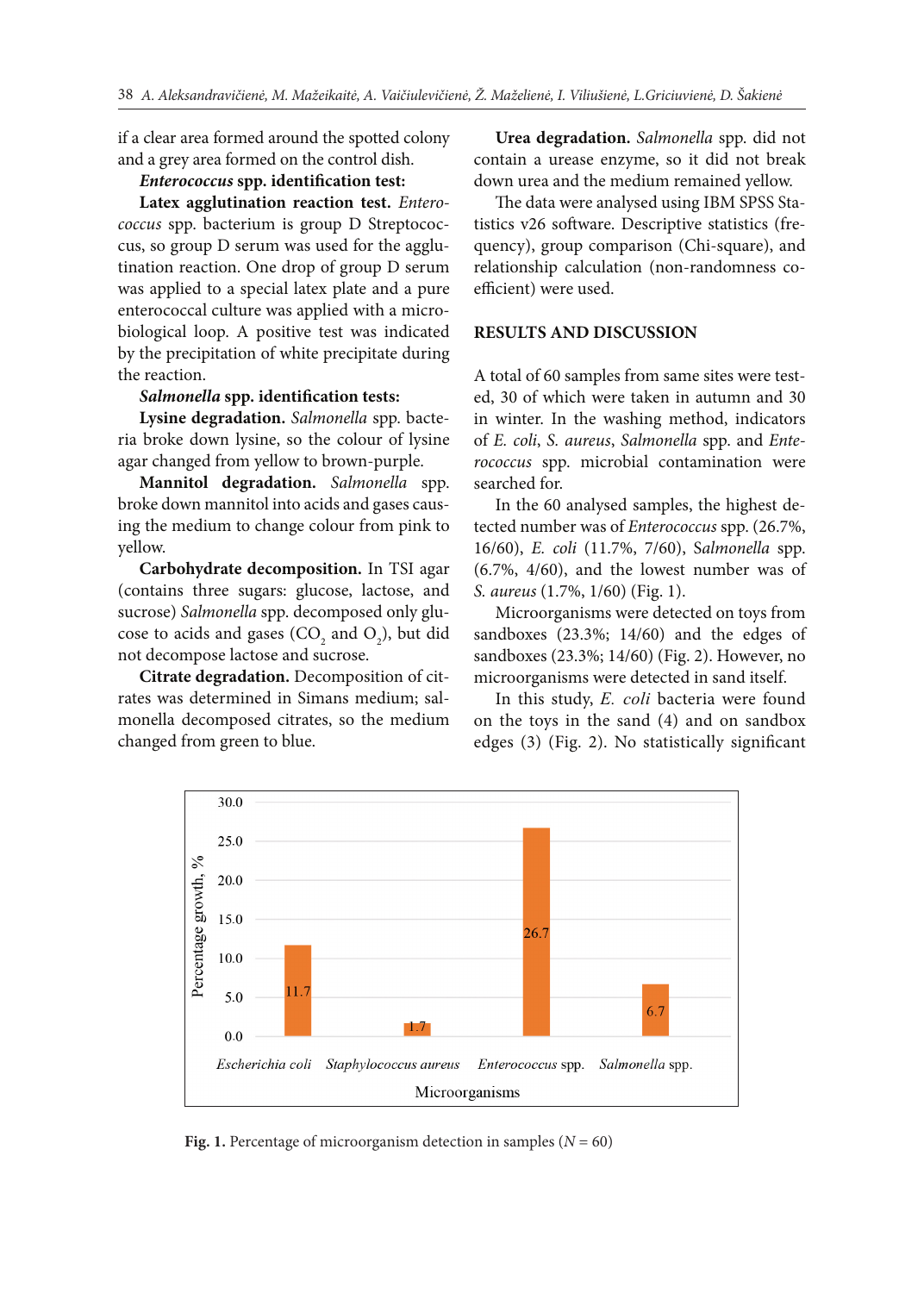if a clear area formed around the spotted colony and a grey area formed on the control dish.

***Enterococcus* spp. identification test:**

**Latex agglutination reaction test.** *Enterococcus* spp. bacterium is group D Streptococcus, so group D serum was used for the agglutination reaction. One drop of group D serum was applied to a special latex plate and a pure enterococcal culture was applied with a microbiological loop. A positive test was indicated by the precipitation of white precipitate during the reaction.

***Salmonella* spp. identification tests:**

**Lysine degradation.** *Salmonella* spp. bacteria broke down lysine, so the colour of lysine agar changed from yellow to brown-purple.

**Mannitol degradation.** *Salmonella* spp. broke down mannitol into acids and gases causing the medium to change colour from pink to yellow.

**Carbohydrate decomposition.** In TSI agar (contains three sugars: glucose, lactose, and sucrose) *Salmonella* spp. decomposed only glucose to acids and gases ($CO_2$ and $O_2$), but did not decompose lactose and sucrose.

**Citrate degradation.** Decomposition of citrates was determined in Simans medium; salmonella decomposed citrates, so the medium changed from green to blue.

**Urea degradation.** *Salmonella* spp. did not contain a urease enzyme, so it did not break down urea and the medium remained yellow.

The data were analysed using IBM SPSS Statistics v26 software. Descriptive statistics (frequency), group comparison (Chi-square), and relationship calculation (non-randomness coefficient) were used.

## RESULTS AND DISCUSSION

A total of 60 samples from same sites were tested, 30 of which were taken in autumn and 30 in winter. In the washing method, indicators of *E. coli*, *S. aureus*, *Salmonella* spp. and *Enterococcus* spp. microbial contamination were searched for.

In the 60 analysed samples, the highest detected number was of *Enterococcus* spp. (26.7%, 16/60), *E. coli* (11.7%, 7/60), *Salmonella* spp. (6.7%, 4/60), and the lowest number was of *S. aureus* (1.7%, 1/60) (Fig. 1).

Microorganisms were detected on toys from sandboxes (23.3%; 14/60) and the edges of sandboxes (23.3%; 14/60) (Fig. 2). However, no microorganisms were detected in sand itself.

In this study, *E. coli* bacteria were found on the toys in the sand (4) and on sandbox edges (3) (Fig. 2). No statistically significant

**Fig. 1.** Percentage of microorganism detection in samples ($N = 60$)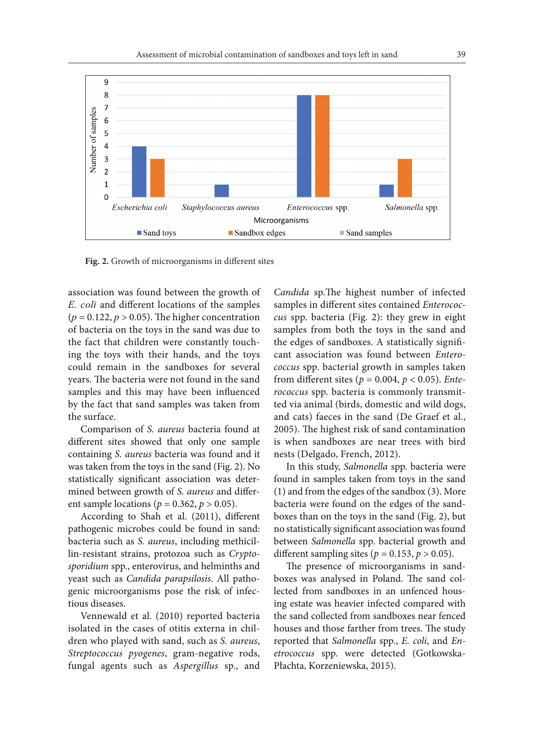**Fig. 2.** Growth of microorganisms in different sites

association was found between the growth of *E. coli* and different locations of the samples ($p = 0.122$, $p > 0.05$). The higher concentration of bacteria on the toys in the sand was due to the fact that children were constantly touching the toys with their hands, and the toys could remain in the sandboxes for several years. The bacteria were not found in the sand samples and this may have been influenced by the fact that sand samples was taken from the surface.

Comparison of *S. aureus* bacteria found at different sites showed that only one sample containing *S. aureus* bacteria was found and it was taken from the toys in the sand (Fig. 2). No statistically significant association was determined between growth of *S. aureus* and different sample locations ($p = 0.362$, $p > 0.05$).

According to Shah et al. (2011), different pathogenic microbes could be found in sand: bacteria such as *S. aureus*, including methicillin-resistant strains, protozoa such as *Cryptosporidium* spp., enterovirus, and helminths and yeast such as *Candida parapsilosis*. All pathogenic microorganisms pose the risk of infectious diseases.

Vennewald et al. (2010) reported bacteria isolated in the cases of otitis externa in children who played with sand, such as *S. aureus*, *Streptococcus pyogenes*, gram-negative rods, fungal agents such as *Aspergillus* sp., and *Candida* sp.The highest number of infected samples in different sites contained *Enterococcus* spp. bacteria (Fig. 2): they grew in eight samples from both the toys in the sand and the edges of sandboxes. A statistically significant association was found between *Enterococcus* spp. bacterial growth in samples taken from different sites ($p = 0.004$, $p < 0.05$). *Enterococcus* spp. bacteria is commonly transmitted via animal (birds, domestic and wild dogs, and cats) faeces in the sand (De Graef et al., 2005). The highest risk of sand contamination is when sandboxes are near trees with bird nests (Delgado, French, 2012).

In this study, *Salmonella* spp. bacteria were found in samples taken from toys in the sand (1) and from the edges of the sandbox (3). More bacteria were found on the edges of the sandboxes than on the toys in the sand (Fig. 2), but no statistically significant association was found between *Salmonella* spp. bacterial growth and different sampling sites ($p = 0.153$, $p > 0.05$).

The presence of microorganisms in sandboxes was analysed in Poland. The sand collected from sandboxes in an unfenced housing estate was heavier infected compared with the sand collected from sandboxes near fenced houses and those farther from trees. The study reported that *Salmonella* spp., *E. coli*, and *Enterococcus* spp. were detected (Gotkowska-Płachta, Korzeniewska, 2015).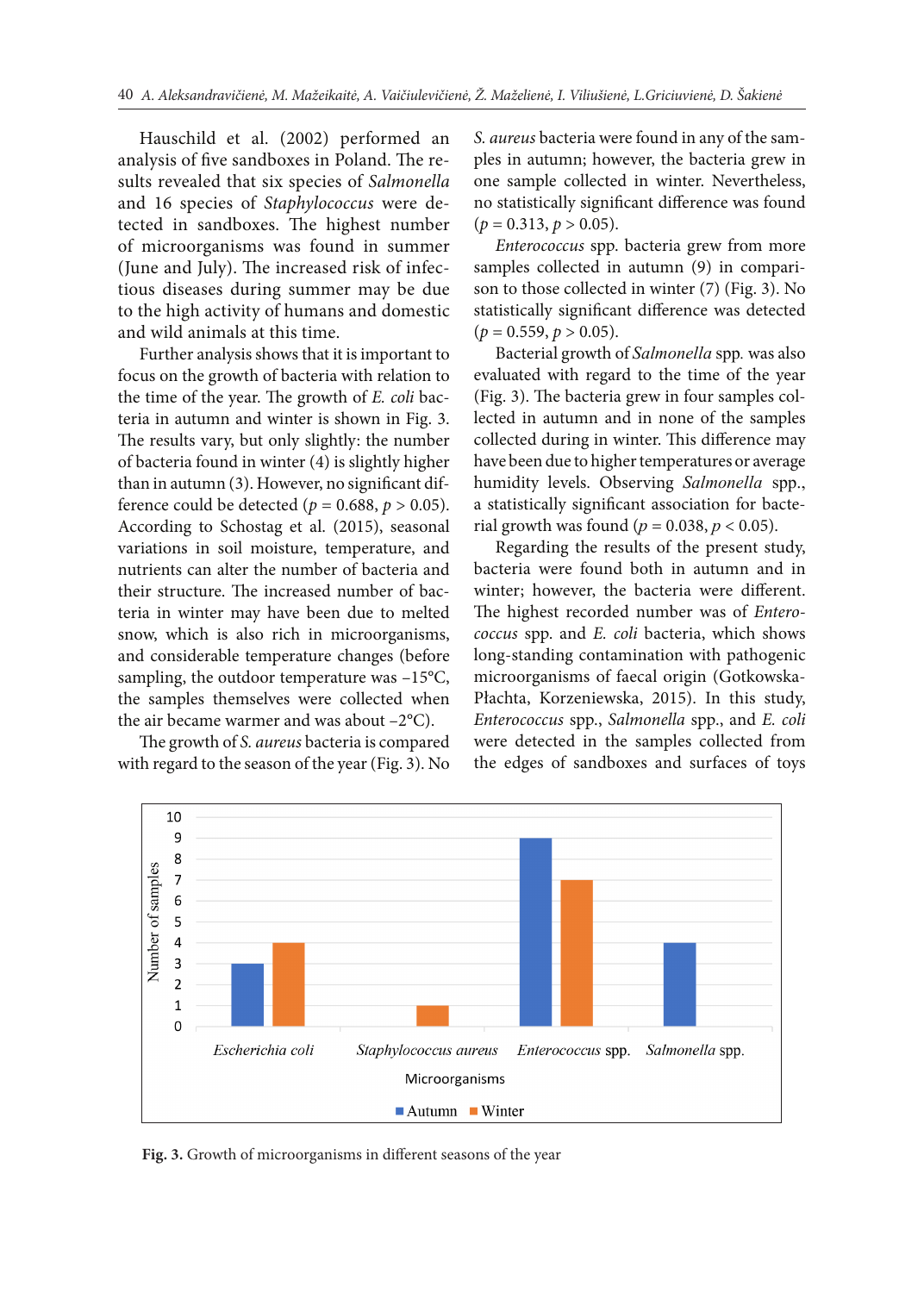Hauschild et al. (2002) performed an analysis of five sandboxes in Poland. The results revealed that six species of *Salmonella* and 16 species of *Staphylococcus* were detected in sandboxes. The highest number of microorganisms was found in summer (June and July). The increased risk of infectious diseases during summer may be due to the high activity of humans and domestic and wild animals at this time.

Further analysis shows that it is important to focus on the growth of bacteria with relation to the time of the year. The growth of *E. coli* bacteria in autumn and winter is shown in Fig. 3. The results vary, but only slightly: the number of bacteria found in winter (4) is slightly higher than in autumn (3). However, no significant difference could be detected ($p = 0.688$, $p > 0.05$). According to Schostag et al. (2015), seasonal variations in soil moisture, temperature, and nutrients can alter the number of bacteria and their structure. The increased number of bacteria in winter may have been due to melted snow, which is also rich in microorganisms, and considerable temperature changes (before sampling, the outdoor temperature was −15°C, the samples themselves were collected when the air became warmer and was about −2°C).

The growth of *S. aureus* bacteria is compared with regard to the season of the year (Fig. 3). No *S. aureus* bacteria were found in any of the samples in autumn; however, the bacteria grew in one sample collected in winter. Nevertheless, no statistically significant difference was found ($p = 0.313$, $p > 0.05$).

*Enterococcus* spp. bacteria grew from more samples collected in autumn (9) in comparison to those collected in winter (7) (Fig. 3). No statistically significant difference was detected ($p = 0.559$, $p > 0.05$).

Bacterial growth of *Salmonella* spp. was also evaluated with regard to the time of the year (Fig. 3). The bacteria grew in four samples collected in autumn and in none of the samples collected during in winter. This difference may have been due to higher temperatures or average humidity levels. Observing *Salmonella* spp., a statistically significant association for bacterial growth was found ($p = 0.038$, $p < 0.05$).

Regarding the results of the present study, bacteria were found both in autumn and in winter; however, the bacteria were different. The highest recorded number was of *Enterococcus* spp. and *E. coli* bacteria, which shows long-standing contamination with pathogenic microorganisms of faecal origin (Gotkowska-Płachta, Korzeniewska, 2015). In this study, *Enterococcus* spp., *Salmonella* spp., and *E. coli* were detected in the samples collected from the edges of sandboxes and surfaces of toys

| Microorganisms | Autumn | Winter |
|---|---|---|
| *Escherichia coli* | 3 | 4 |
| *Staphylococcus aureus* | 0 | 1 |
| *Enterococcus* spp. | 9 | 7 |
| *Salmonella* spp. | 4 | 0 |

**Fig. 3.** Growth of microorganisms in different seasons of the year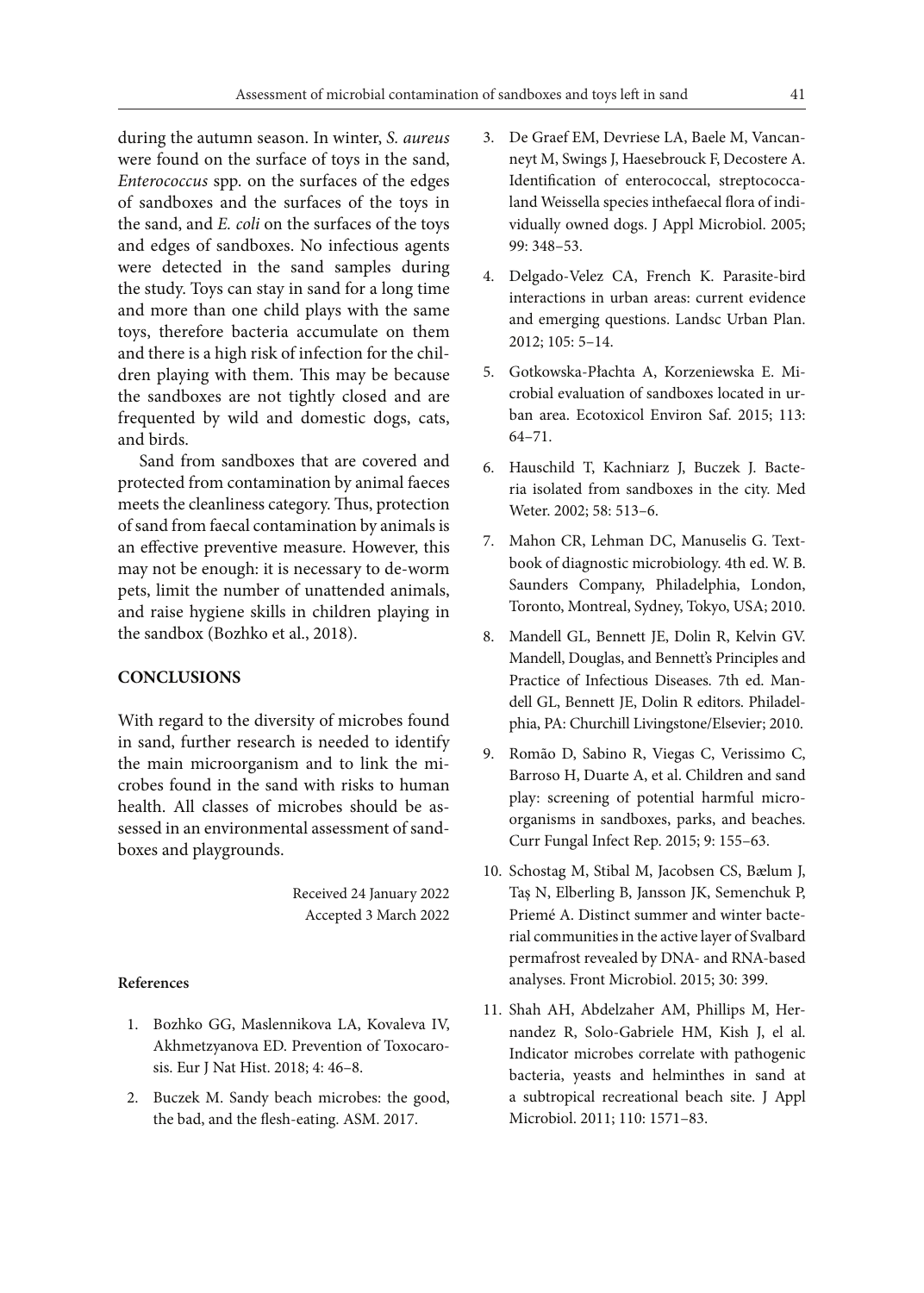during the autumn season. In winter, *S. aureus* were found on the surface of toys in the sand, *Enterococcus* spp. on the surfaces of the edges of sandboxes and the surfaces of the toys in the sand, and *E. coli* on the surfaces of the toys and edges of sandboxes. No infectious agents were detected in the sand samples during the study. Toys can stay in sand for a long time and more than one child plays with the same toys, therefore bacteria accumulate on them and there is a high risk of infection for the children playing with them. This may be because the sandboxes are not tightly closed and are frequented by wild and domestic dogs, cats, and birds.

Sand from sandboxes that are covered and protected from contamination by animal faeces meets the cleanliness category. Thus, protection of sand from faecal contamination by animals is an effective preventive measure. However, this may not be enough: it is necessary to de-worm pets, limit the number of unattended animals, and raise hygiene skills in children playing in the sandbox (Bozhko et al., 2018).

## CONCLUSIONS

With regard to the diversity of microbes found in sand, further research is needed to identify the main microorganism and to link the microbes found in the sand with risks to human health. All classes of microbes should be assessed in an environmental assessment of sandboxes and playgrounds.

Received 24 January 2022
Accepted 3 March 2022

### References

1. Bozhko GG, Maslennikova LA, Kovaleva IV, Akhmetzyanova ED. Prevention of Toxocarosis. Eur J Nat Hist. 2018; 4: 46–8.
2. Buczek M. Sandy beach microbes: the good, the bad, and the flesh-eating. ASM. 2017.
3. De Graef EM, Devriese LA, Baele M, Vancanneyt M, Swings J, Haesebrouck F, Decostere A. Identification of enterococcal, streptococcaland Weissella species inthefaecal flora of individually owned dogs. J Appl Microbiol. 2005; 99: 348–53.
4. Delgado-Velez CA, French K. Parasite-bird interactions in urban areas: current evidence and emerging questions. Landsc Urban Plan. 2012; 105: 5–14.
5. Gotkowska-Płachta A, Korzeniewska E. Microbial evaluation of sandboxes located in urban area. Ecotoxicol Environ Saf. 2015; 113: 64–71.
6. Hauschild T, Kachniarz J, Buczek J. Bacteria isolated from sandboxes in the city. Med Weter. 2002; 58: 513–6.
7. Mahon CR, Lehman DC, Manuselis G. Textbook of diagnostic microbiology. 4th ed. W. B. Saunders Company, Philadelphia, London, Toronto, Montreal, Sydney, Tokyo, USA; 2010.
8. Mandell GL, Bennett JE, Dolin R, Kelvin GV. Mandell, Douglas, and Bennett's Principles and Practice of Infectious Diseases. 7th ed. Mandell GL, Bennett JE, Dolin R editors. Philadelphia, PA: Churchill Livingstone/Elsevier; 2010.
9. Romão D, Sabino R, Viegas C, Verissimo C, Barroso H, Duarte A, et al. Children and sand play: screening of potential harmful microorganisms in sandboxes, parks, and beaches. Curr Fungal Infect Rep. 2015; 9: 155–63.
10. Schostag M, Stibal M, Jacobsen CS, Bælum J, Taş N, Elberling B, Jansson JK, Semenchuk P, Priemé A. Distinct summer and winter bacterial communities in the active layer of Svalbard permafrost revealed by DNA- and RNA-based analyses. Front Microbiol. 2015; 30: 399.
11. Shah AH, Abdelzaher AM, Phillips M, Hernandez R, Solo-Gabriele HM, Kish J, el al. Indicator microbes correlate with pathogenic bacteria, yeasts and helminthes in sand at a subtropical recreational beach site. J Appl Microbiol. 2011; 110: 1571–83.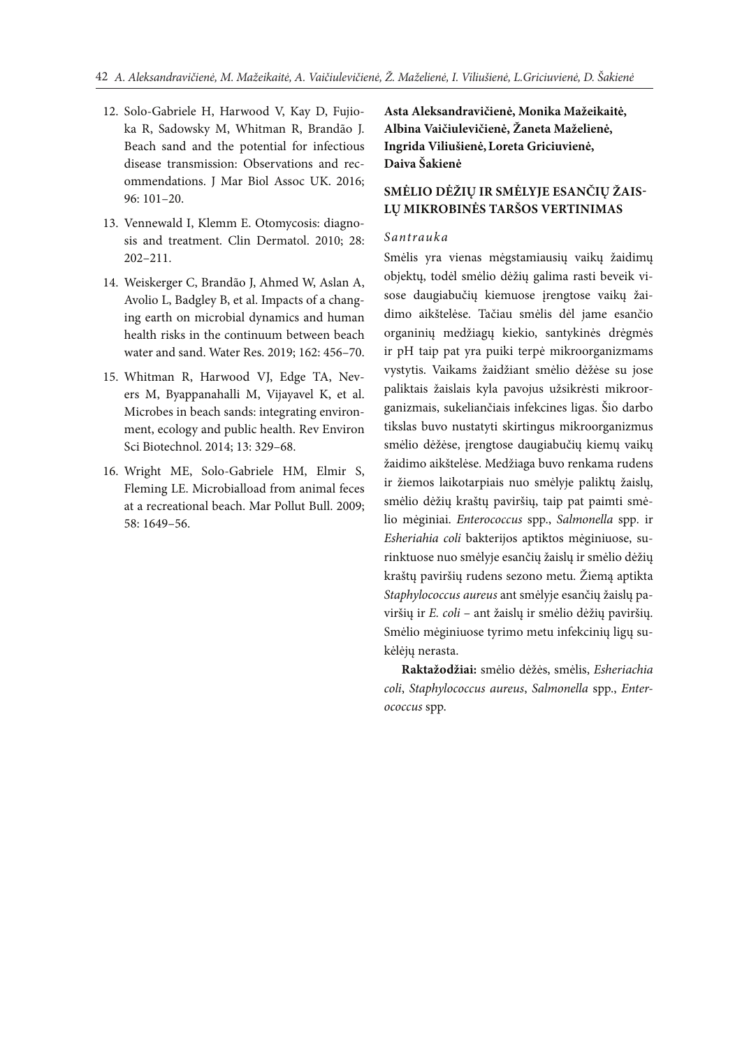12. Solo-Gabriele H, Harwood V, Kay D, Fujioka R, Sadowsky M, Whitman R, Brandão J. Beach sand and the potential for infectious disease transmission: Observations and recommendations. J Mar Biol Assoc UK. 2016; 96: 101–20.
13. Vennewald I, Klemm E. Otomycosis: diagnosis and treatment. Clin Dermatol. 2010; 28: 202–211.
14. Weiskerger C, Brandão J, Ahmed W, Aslan A, Avolio L, Badgley B, et al. Impacts of a changing earth on microbial dynamics and human health risks in the continuum between beach water and sand. Water Res. 2019; 162: 456–70.
15. Whitman R, Harwood VJ, Edge TA, Nevers M, Byappanahalli M, Vijayavel K, et al. Microbes in beach sands: integrating environment, ecology and public health. Rev Environ Sci Biotechnol. 2014; 13: 329–68.
16. Wright ME, Solo-Gabriele HM, Elmir S, Fleming LE. Microbialload from animal feces at a recreational beach. Mar Pollut Bull. 2009; 58: 1649–56.

**Asta Aleksandravičienė, Monika Mažeikaitė, Albina Vaičiulevičienė, Žaneta Maželienė, Ingrida Viliušienė, Loreta Griciuvienė, Daiva Šakienė**

## SMĖLIO DĖŽIŲ IR SMĖLYJE ESANČIŲ ŽAISLŲ MIKROBINĖS TARŠOS VERTINIMAS

*Santrauka*

Smėlis yra vienas mėgstamiausių vaikų žaidimų objektų, todėl smėlio dėžių galima rasti beveik visose daugiabučių kiemuose įrengtose vaikų žaidimo aikštelėse. Tačiau smėlis dėl jame esančio organinių medžiagų kiekio, santykinės drėgmės ir pH taip pat yra puiki terpė mikroorganizmams vystytis. Vaikams žaidžiant smėlio dėžėse su jose paliktais žaislais kyla pavojus užsikrėsti mikroorganizmais, sukeliančiais infekcines ligas. Šio darbo tikslas buvo nustatyti skirtingus mikroorganizmus smėlio dėžėse, įrengtose daugiabučių kiemų vaikų žaidimo aikštelėse. Medžiaga buvo renkama rudens ir žiemos laikotarpiais nuo smėlyje paliktų žaislų, smėlio dėžių kraštų paviršių, taip pat paimti smėlio mėginiai. *Enterococcus* spp., *Salmonella* spp. ir *Esheriahia coli* bakterijos aptiktos mėginiuose, surinktuose nuo smėlyje esančių žaislų ir smėlio dėžių kraštų paviršių rudens sezono metu. Žiemą aptikta *Staphylococcus aureus* ant smėlyje esančių žaislų paviršių ir *E. coli* – ant žaislų ir smėlio dėžių paviršių. Smėlio mėginiuose tyrimo metu infekcinių ligų sukėlėjų nerasta.

**Raktažodžiai:** smėlio dėžės, smėlis, *Esheriachia coli*, *Staphylococcus aureus*, *Salmonella* spp., *Enterococcus* spp.